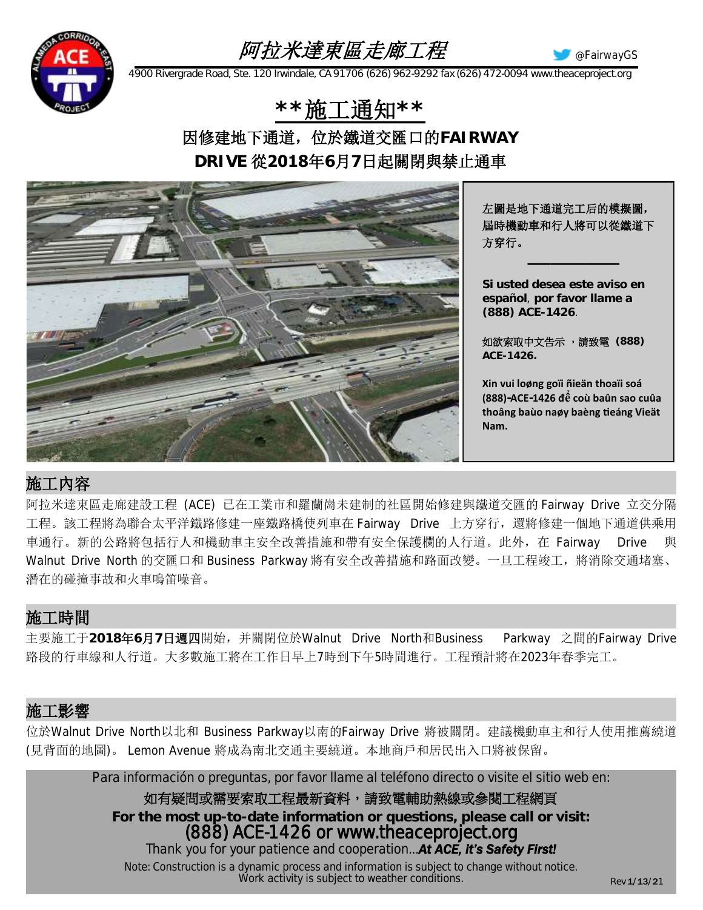# 阿拉米達東區走廊工程

@FairwayGS

4900 Rivergrade Road, Ste. 120 Irwindale, CA 91706 (626) 962-9292 fax (626) 472-0094 www.theaceproject.org

## **施工通知**

### 因修建地下通道，位於鐵道交匯口的FAIRWAY DRIVE 從2018年6月7日起關閉與禁止通車

**左圖是地下通道完工后的模擬圖，屆時機動車和行人將可以從鐵道下方穿行。**

---

**Si usted desea este aviso en español, por favor llame a (888) ACE-1426.**

如欲索取中文告示 ，請致電 **(888) ACE-1426.**

**Xin vui loøng goïi ñieän thoaïi soá (888)-ACE-1426 để coù baûn sao cuûa thoâng baùo naøy baèng tieáng Vieät Nam.**

## 施工內容

阿拉米達東區走廊建設工程 (ACE) 已在工業市和羅蘭崗未建制的社區開始修建與鐵道交匯的 Fairway Drive 立交分隔工程。該工程將為聯合太平洋鐵路修建一座鐵路橋使列車在 Fairway Drive 上方穿行，還將修建一個地下通道供乘用車通行。新的公路將包括行人和機動車主安全改善措施和帶有安全保護欄的人行道。此外，在 Fairway Drive 與 Walnut Drive North 的交匯口和 Business Parkway 將有安全改善措施和路面改變。一旦工程竣工，將消除交通堵塞、潛在的碰撞事故和火車鳴笛噪音。

## 施工時間

主要施工于**2018年6月7日週四**開始，并關閉位於Walnut Drive North和Business Parkway 之間的Fairway Drive路段的行車線和人行道。大多數施工將在工作日早上7時到下午5時間進行。工程預計將在2023年春季完工。

## 施工影響

位於Walnut Drive North以北和 Business Parkway以南的Fairway Drive 將被關閉。建議機動車主和行人使用推薦繞道 (見背面的地圖)。 Lemon Avenue 將成為南北交通主要繞道。本地商戶和居民出入口將被保留。

Para información o preguntas, por favor llame al teléfono directo o visite el sitio web en:

如有疑問或需要索取工程最新資料，請致電輔助熱線或參閱工程網頁

**For the most up-to-date information or questions, please call or visit:**

(888) ACE-1426 or www.theaceproject.org

Thank you for your patience and cooperation...***At ACE, It's Safety First!***

Note: Construction is a dynamic process and information is subject to change without notice. Work activity is subject to weather conditions.

Rev 1/13/21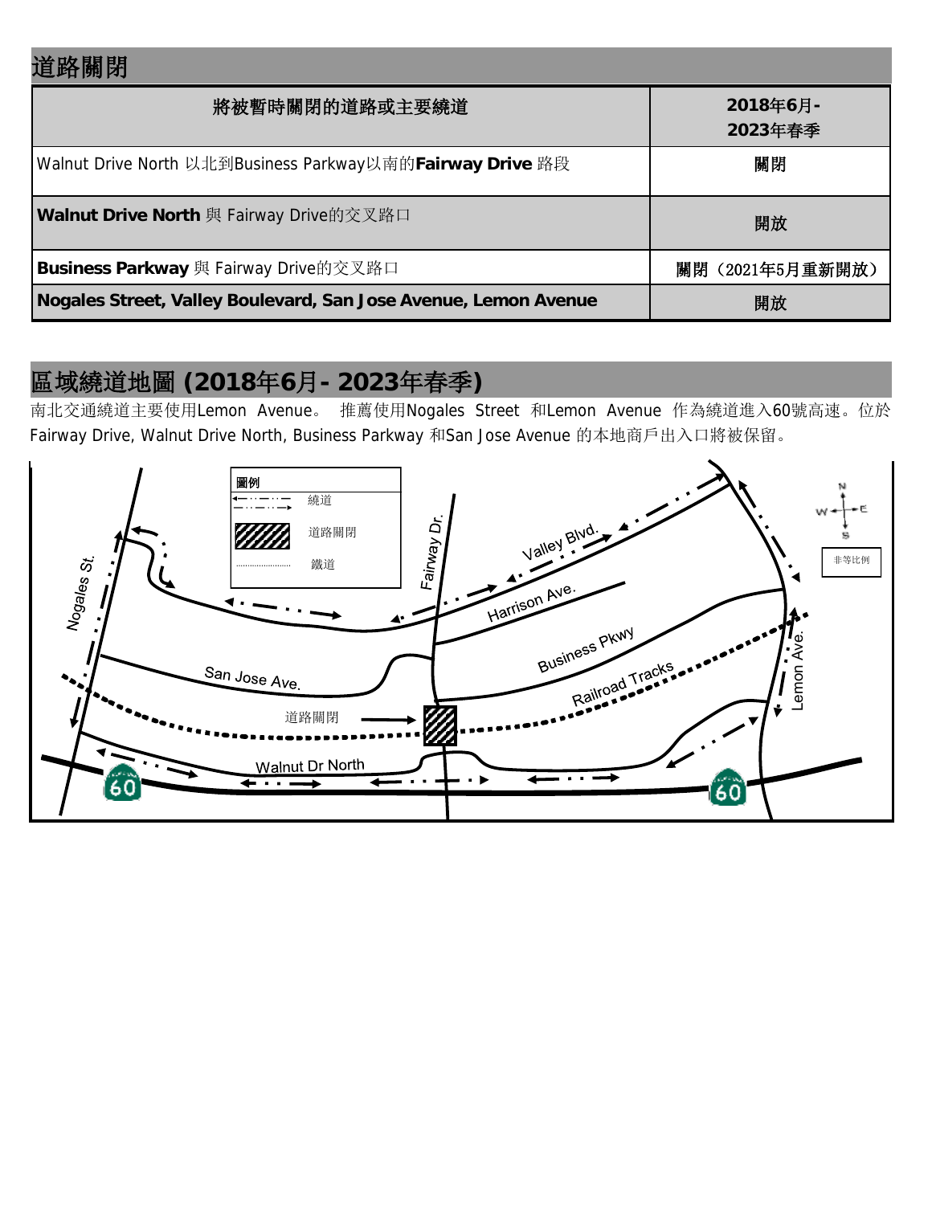## 道路關閉

| 將被暫時關閉的道路或主要繞道 | 2018年6月-2023年春季 |
| --- | --- |
| Walnut Drive North 以北到Business Parkway以南的**Fairway Drive** 路段 | 關閉 |
| **Walnut Drive North** 與 Fairway Drive的交叉路口 | 開放 |
| **Business Parkway** 與 Fairway Drive的交叉路口 | 關閉（2021年5月重新開放） |
| **Nogales Street, Valley Boulevard, San Jose Avenue, Lemon Avenue** | 開放 |

## 區域繞道地圖 (2018年6月- 2023年春季)

南北交通繞道主要使用Lemon Avenue。 推薦使用Nogales Street 和Lemon Avenue 作為繞道進入60號高速。位於Fairway Drive, Walnut Drive North, Business Parkway 和San Jose Avenue 的本地商戶出入口將被保留。

圖例
繞道
道路關閉
鐵道

非等比例

Nogales St.
Fairway Dr.
Valley Blvd.
Harrison Ave.
Business Pkwy
Railroad Tracks
Lemon Ave.
San Jose Ave.
道路關閉
Walnut Dr North
60
60